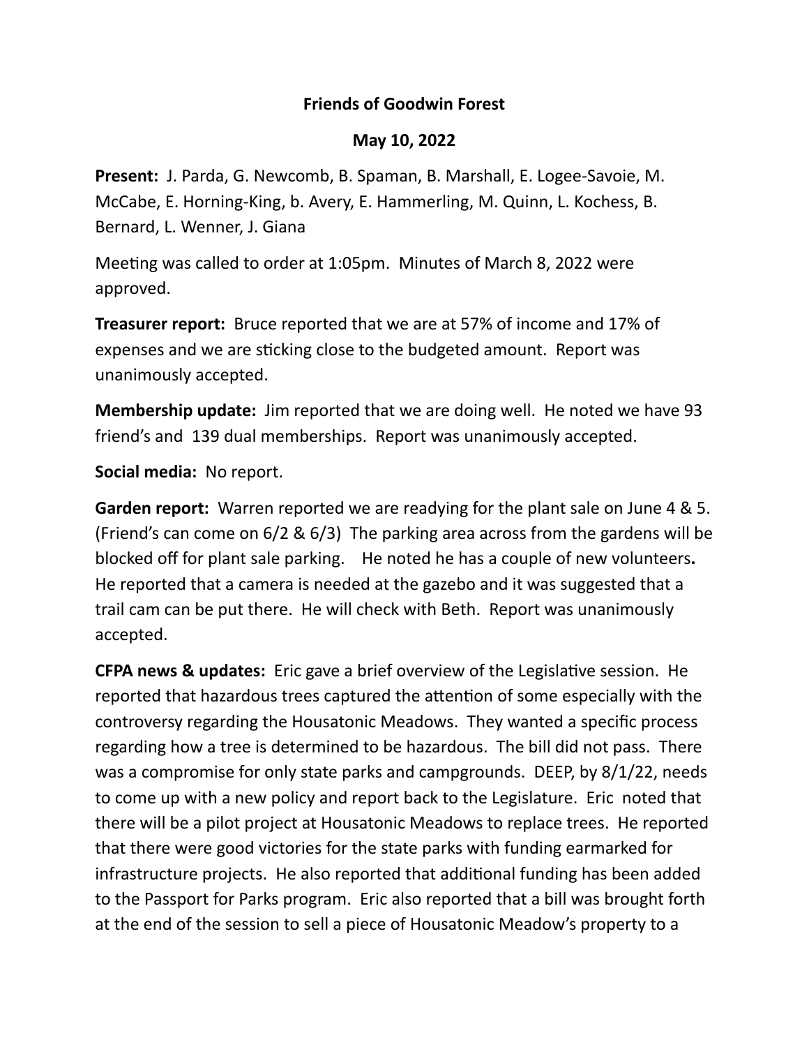**Friends of Goodwin Forest**

**May 10, 2022**

**Present:** J. Parda, G. Newcomb, B. Spaman, B. Marshall, E. Logee-Savoie, M. McCabe, E. Horning-King, b. Avery, E. Hammerling, M. Quinn, L. Kochess, B. Bernard, L. Wenner, J. Giana

Meeting was called to order at 1:05pm. Minutes of March 8, 2022 were approved.

**Treasurer report:** Bruce reported that we are at 57% of income and 17% of expenses and we are sticking close to the budgeted amount. Report was unanimously accepted.

**Membership update:** Jim reported that we are doing well. He noted we have 93 friend's and 139 dual memberships. Report was unanimously accepted.

**Social media:** No report.

**Garden report:** Warren reported we are readying for the plant sale on June 4 & 5. (Friend's can come on 6/2 & 6/3) The parking area across from the gardens will be blocked off for plant sale parking. He noted he has a couple of new volunteers**.** He reported that a camera is needed at the gazebo and it was suggested that a trail cam can be put there. He will check with Beth. Report was unanimously accepted.

**CFPA news & updates:** Eric gave a brief overview of the Legislative session. He reported that hazardous trees captured the attention of some especially with the controversy regarding the Housatonic Meadows. They wanted a specific process regarding how a tree is determined to be hazardous. The bill did not pass. There was a compromise for only state parks and campgrounds. DEEP, by 8/1/22, needs to come up with a new policy and report back to the Legislature. Eric noted that there will be a pilot project at Housatonic Meadows to replace trees. He reported that there were good victories for the state parks with funding earmarked for infrastructure projects. He also reported that additional funding has been added to the Passport for Parks program. Eric also reported that a bill was brought forth at the end of the session to sell a piece of Housatonic Meadow's property to a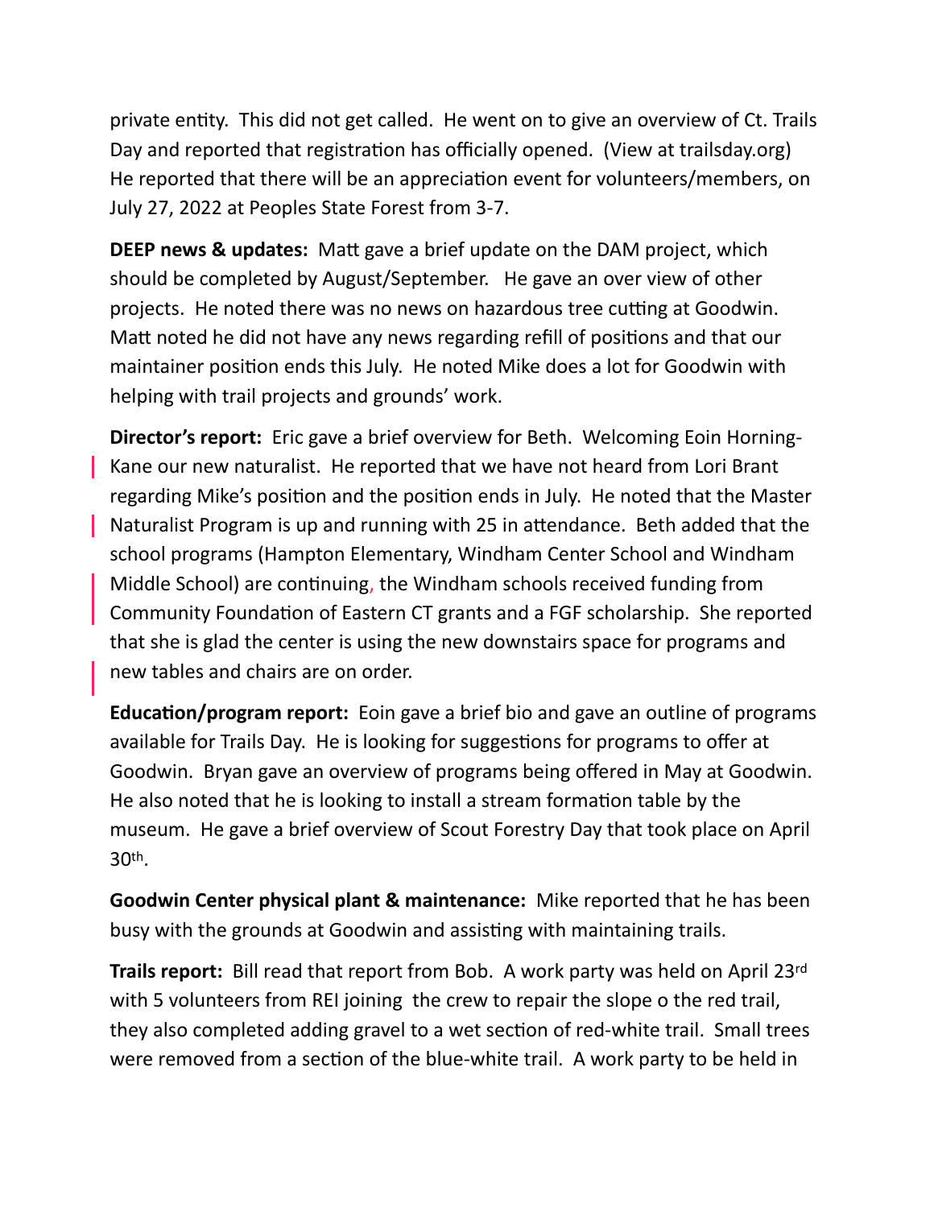private entity. This did not get called. He went on to give an overview of Ct. Trails Day and reported that registration has officially opened. (View at trailsday.org) He reported that there will be an appreciation event for volunteers/members, on July 27, 2022 at Peoples State Forest from 3-7.

**DEEP news & updates:** Matt gave a brief update on the DAM project, which should be completed by August/September. He gave an over view of other projects. He noted there was no news on hazardous tree cutting at Goodwin. Matt noted he did not have any news regarding refill of positions and that our maintainer position ends this July. He noted Mike does a lot for Goodwin with helping with trail projects and grounds' work.

**Director's report:** Eric gave a brief overview for Beth. Welcoming Eoin Horning-Kane our new naturalist. He reported that we have not heard from Lori Brant regarding Mike's position and the position ends in July. He noted that the Master Naturalist Program is up and running with 25 in attendance. Beth added that the school programs (Hampton Elementary, Windham Center School and Windham Middle School) are continuing, the Windham schools received funding from Community Foundation of Eastern CT grants and a FGF scholarship. She reported that she is glad the center is using the new downstairs space for programs and new tables and chairs are on order.

**Education/program report:** Eoin gave a brief bio and gave an outline of programs available for Trails Day. He is looking for suggestions for programs to offer at Goodwin. Bryan gave an overview of programs being offered in May at Goodwin. He also noted that he is looking to install a stream formation table by the museum. He gave a brief overview of Scout Forestry Day that took place on April 30th.

**Goodwin Center physical plant & maintenance:** Mike reported that he has been busy with the grounds at Goodwin and assisting with maintaining trails.

**Trails report:** Bill read that report from Bob. A work party was held on April 23rd with 5 volunteers from REI joining the crew to repair the slope o the red trail, they also completed adding gravel to a wet section of red-white trail. Small trees were removed from a section of the blue-white trail. A work party to be held in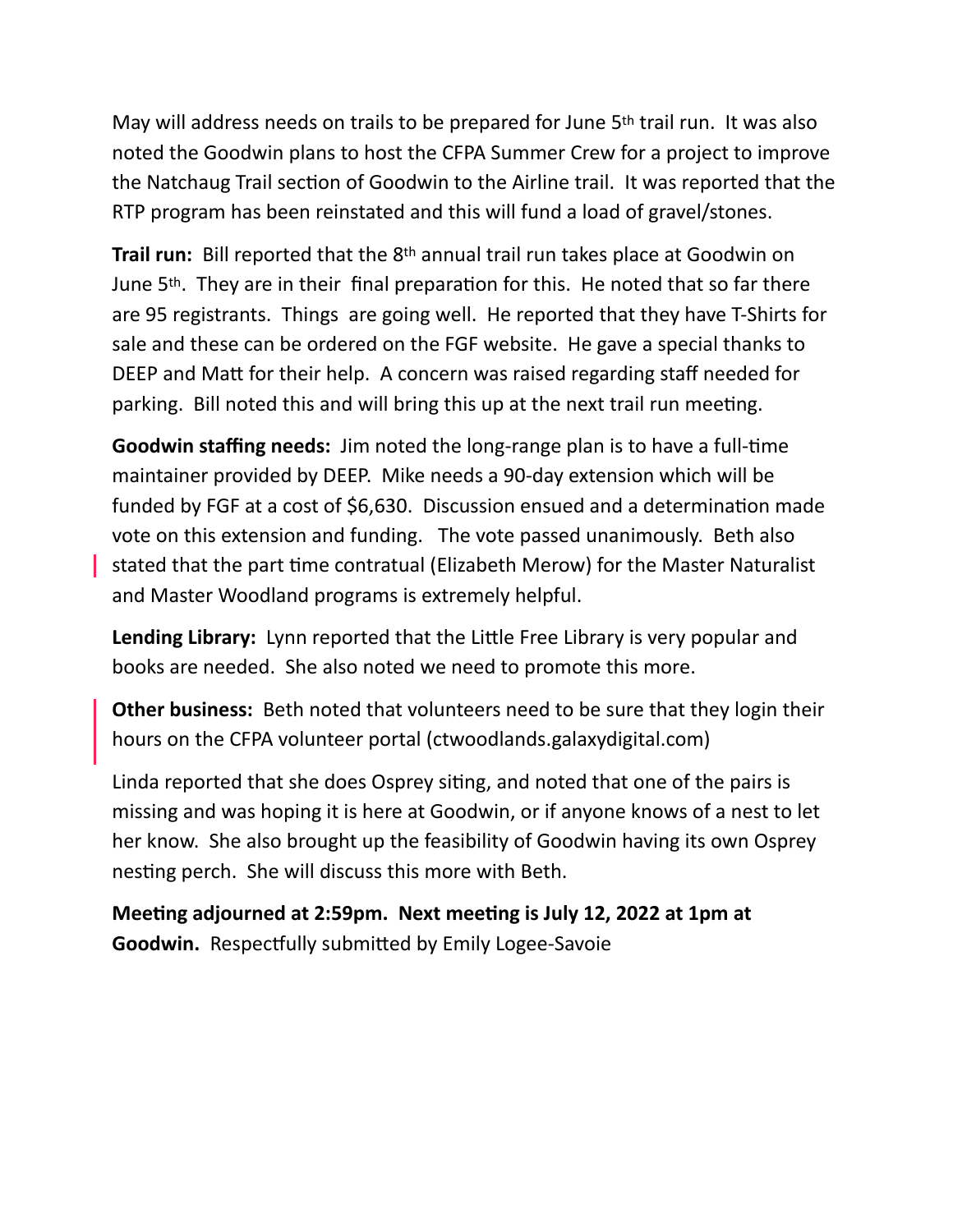May will address needs on trails to be prepared for June 5th trail run. It was also noted the Goodwin plans to host the CFPA Summer Crew for a project to improve the Natchaug Trail section of Goodwin to the Airline trail. It was reported that the RTP program has been reinstated and this will fund a load of gravel/stones.

**Trail run:** Bill reported that the 8th annual trail run takes place at Goodwin on June 5th. They are in their final preparation for this. He noted that so far there are 95 registrants. Things are going well. He reported that they have T-Shirts for sale and these can be ordered on the FGF website. He gave a special thanks to DEEP and Matt for their help. A concern was raised regarding staff needed for parking. Bill noted this and will bring this up at the next trail run meeting.

**Goodwin staffing needs:** Jim noted the long-range plan is to have a full-time maintainer provided by DEEP. Mike needs a 90-day extension which will be funded by FGF at a cost of $6,630. Discussion ensued and a determination made vote on this extension and funding. The vote passed unanimously. Beth also stated that the part time contratual (Elizabeth Merow) for the Master Naturalist and Master Woodland programs is extremely helpful.

**Lending Library:** Lynn reported that the Little Free Library is very popular and books are needed. She also noted we need to promote this more.

**Other business:** Beth noted that volunteers need to be sure that they login their hours on the CFPA volunteer portal (ctwoodlands.galaxydigital.com)

Linda reported that she does Osprey siting, and noted that one of the pairs is missing and was hoping it is here at Goodwin, or if anyone knows of a nest to let her know. She also brought up the feasibility of Goodwin having its own Osprey nesting perch. She will discuss this more with Beth.

**Meeting adjourned at 2:59pm. Next meeting is July 12, 2022 at 1pm at Goodwin.** Respectfully submitted by Emily Logee-Savoie